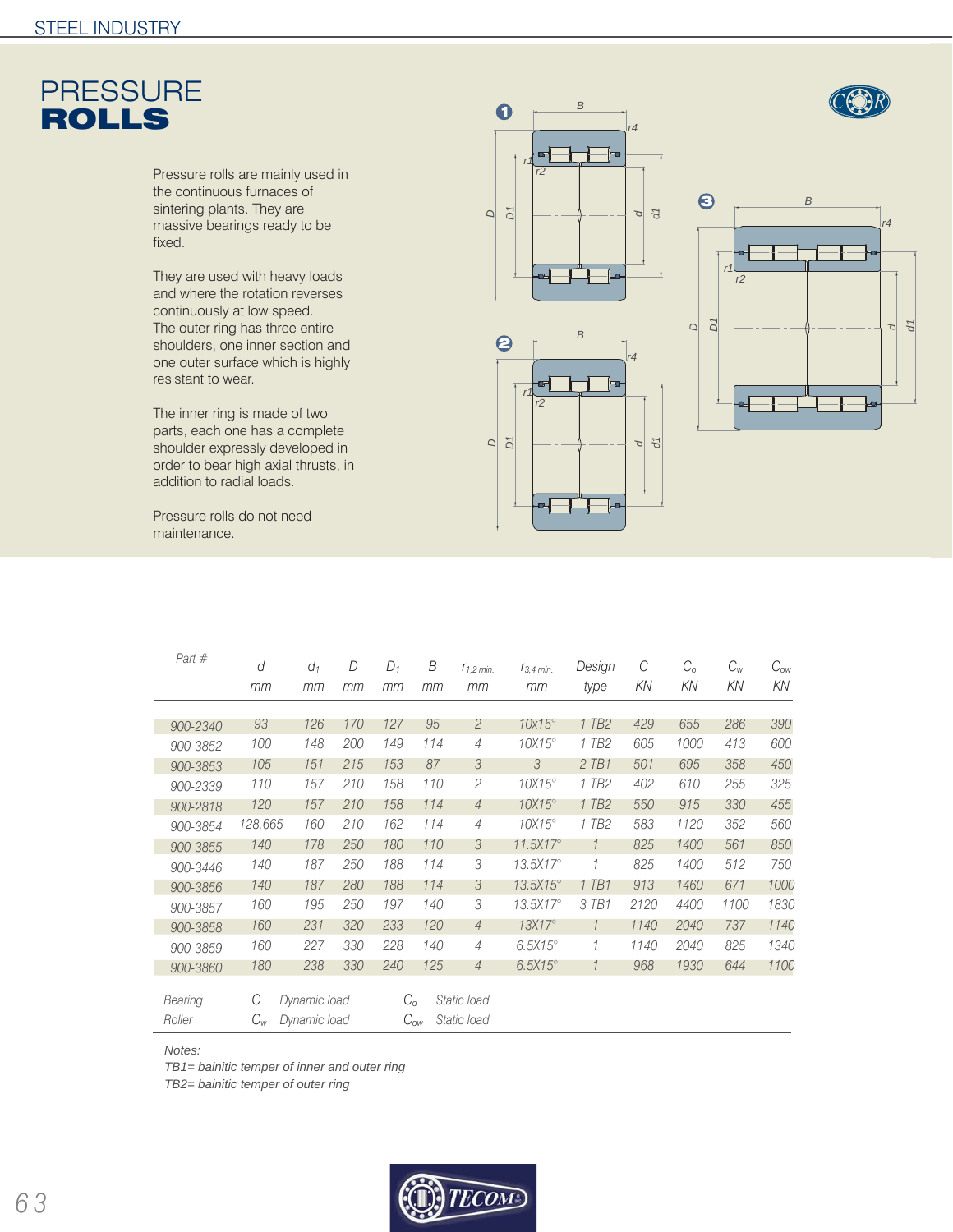# PRESSURE **ROLLS**

Pressure rolls are mainly used in the continuous furnaces of sintering plants. They are massive bearings ready to be fixed.

They are used with heavy loads and where the rotation reverses continuously at low speed.
The outer ring has three entire shoulders, one inner section and one outer surface which is highly resistant to wear.

The inner ring is made of two parts, each one has a complete shoulder expressly developed in order to bear high axial thrusts, in addition to radial loads.

Pressure rolls do not need maintenance.

| Part # | d | $d_1$ | D | $D_1$ | B | $r_{1,2\,min.}$ | $r_{3,4\,min.}$ | Design | C | $C_o$ | $C_w$ | $C_{ow}$ |
|---|---|---|---|---|---|---|---|---|---|---|---|---|
| | mm | mm | mm | mm | mm | mm | mm | type | KN | KN | KN | KN |
| 900-2340 | 93 | 126 | 170 | 127 | 95 | 2 | 10x15° | 1 TB2 | 429 | 655 | 286 | 390 |
| 900-3852 | 100 | 148 | 200 | 149 | 114 | 4 | 10X15° | 1 TB2 | 605 | 1000 | 413 | 600 |
| 900-3853 | 105 | 151 | 215 | 153 | 87 | 3 | 3 | 2 TB1 | 501 | 695 | 358 | 450 |
| 900-2339 | 110 | 157 | 210 | 158 | 110 | 2 | 10X15° | 1 TB2 | 402 | 610 | 255 | 325 |
| 900-2818 | 120 | 157 | 210 | 158 | 114 | 4 | 10X15° | 1 TB2 | 550 | 915 | 330 | 455 |
| 900-3854 | 128,665 | 160 | 210 | 162 | 114 | 4 | 10X15° | 1 TB2 | 583 | 1120 | 352 | 560 |
| 900-3855 | 140 | 178 | 250 | 180 | 110 | 3 | 11.5X17° | 1 | 825 | 1400 | 561 | 850 |
| 900-3446 | 140 | 187 | 250 | 188 | 114 | 3 | 13.5X17° | 1 | 825 | 1400 | 512 | 750 |
| 900-3856 | 140 | 187 | 280 | 188 | 114 | 3 | 13.5X15° | 1 TB1 | 913 | 1460 | 671 | 1000 |
| 900-3857 | 160 | 195 | 250 | 197 | 140 | 3 | 13.5X17° | 3 TB1 | 2120 | 4400 | 1100 | 1830 |
| 900-3858 | 160 | 231 | 320 | 233 | 120 | 4 | 13X17° | 1 | 1140 | 2040 | 737 | 1140 |
| 900-3859 | 160 | 227 | 330 | 228 | 140 | 4 | 6.5X15° | 1 | 1140 | 2040 | 825 | 1340 |
| 900-3860 | 180 | 238 | 330 | 240 | 125 | 4 | 6.5X15° | 1 | 968 | 1930 | 644 | 1100 |

| | | | | |
|---|---|---|---|---|
| Bearing | C | Dynamic load | $C_o$ | Static load |
| Roller | $C_w$ | Dynamic load | $C_{ow}$ | Static load |

Notes:
TB1= bainitic temper of inner and outer ring
TB2= bainitic temper of outer ring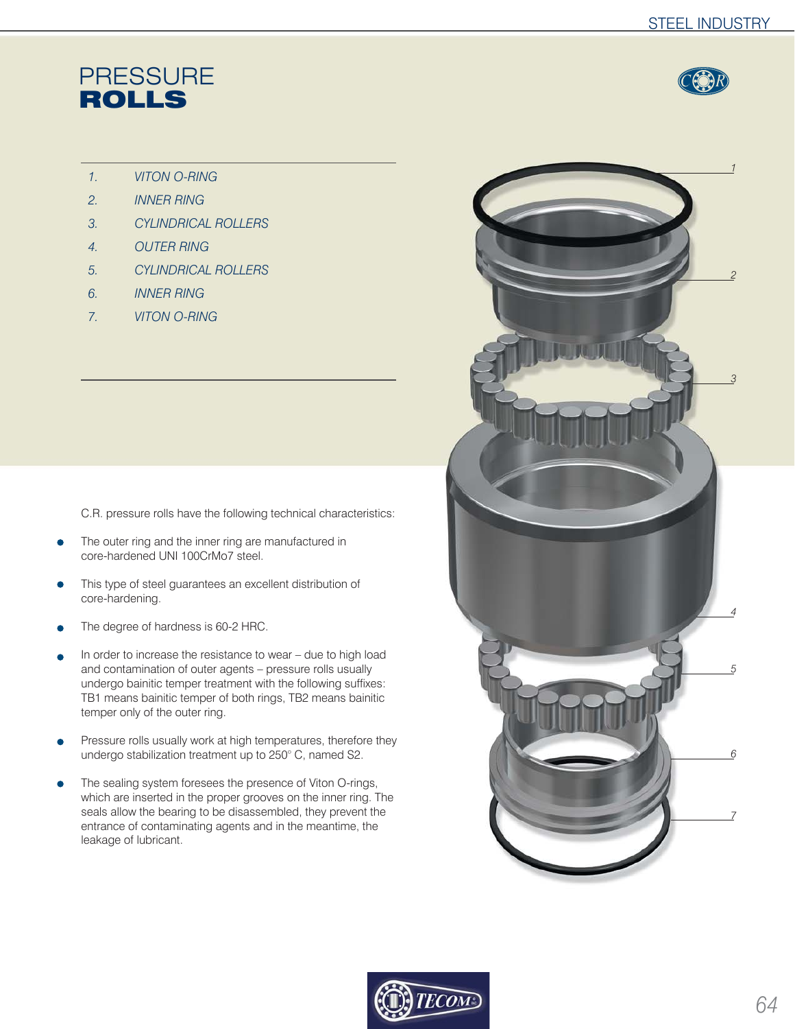# PRESSURE **ROLLS**

1. *VITON O-RING*
2. *INNER RING*
3. *CYLINDRICAL ROLLERS*
4. *OUTER RING*
5. *CYLINDRICAL ROLLERS*
6. *INNER RING*
7. *VITON O-RING*

C.R. pressure rolls have the following technical characteristics:

- The outer ring and the inner ring are manufactured in core-hardened UNI 100CrMo7 steel.
- This type of steel guarantees an excellent distribution of core-hardening.
- The degree of hardness is 60-2 HRC.
- In order to increase the resistance to wear – due to high load and contamination of outer agents – pressure rolls usually undergo bainitic temper treatment with the following suffixes: TB1 means bainitic temper of both rings, TB2 means bainitic temper only of the outer ring.
- Pressure rolls usually work at high temperatures, therefore they undergo stabilization treatment up to 250° C, named S2.
- The sealing system foresees the presence of Viton O-rings, which are inserted in the proper grooves on the inner ring. The seals allow the bearing to be disassembled, they prevent the entrance of contaminating agents and in the meantime, the leakage of lubricant.